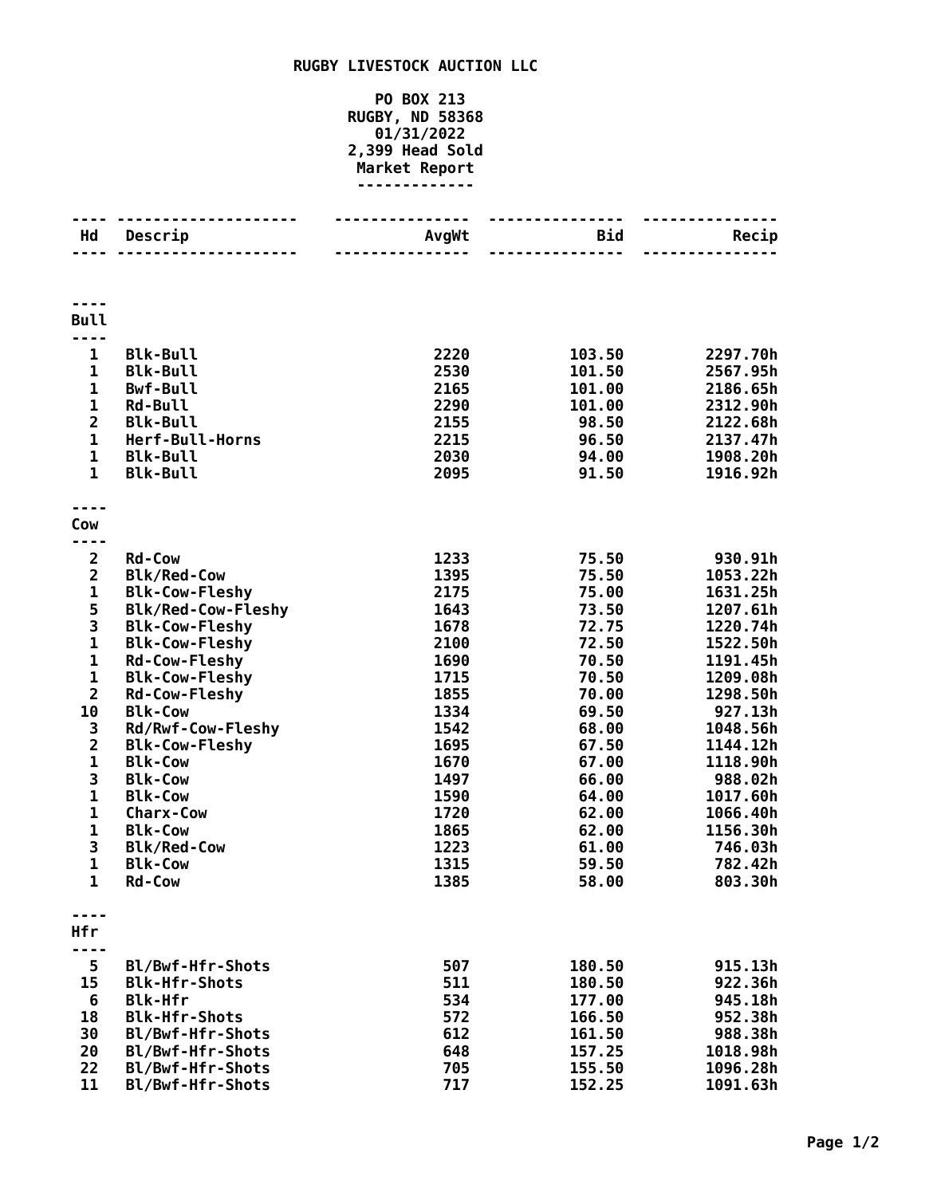# RUGBY LIVESTOCK AUCTION LLC

**PO BOX 213**
**RUGBY, ND 58368**
**01/31/2022**
**2,399 Head Sold**
**Market Report**

| Hd | Descrip | AvgWt | Bid | Recip |
|---|---|---|---|---|
| **Bull** | | | | |
| 1 | Blk-Bull | 2220 | 103.50 | 2297.70h |
| 1 | Blk-Bull | 2530 | 101.50 | 2567.95h |
| 1 | Bwf-Bull | 2165 | 101.00 | 2186.65h |
| 1 | Rd-Bull | 2290 | 101.00 | 2312.90h |
| 2 | Blk-Bull | 2155 | 98.50 | 2122.68h |
| 1 | Herf-Bull-Horns | 2215 | 96.50 | 2137.47h |
| 1 | Blk-Bull | 2030 | 94.00 | 1908.20h |
| 1 | Blk-Bull | 2095 | 91.50 | 1916.92h |
| **Cow** | | | | |
| 2 | Rd-Cow | 1233 | 75.50 | 930.91h |
| 2 | Blk/Red-Cow | 1395 | 75.50 | 1053.22h |
| 1 | Blk-Cow-Fleshy | 2175 | 75.00 | 1631.25h |
| 5 | Blk/Red-Cow-Fleshy | 1643 | 73.50 | 1207.61h |
| 3 | Blk-Cow-Fleshy | 1678 | 72.75 | 1220.74h |
| 1 | Blk-Cow-Fleshy | 2100 | 72.50 | 1522.50h |
| 1 | Rd-Cow-Fleshy | 1690 | 70.50 | 1191.45h |
| 1 | Blk-Cow-Fleshy | 1715 | 70.50 | 1209.08h |
| 2 | Rd-Cow-Fleshy | 1855 | 70.00 | 1298.50h |
| 10 | Blk-Cow | 1334 | 69.50 | 927.13h |
| 3 | Rd/Rwf-Cow-Fleshy | 1542 | 68.00 | 1048.56h |
| 2 | Blk-Cow-Fleshy | 1695 | 67.50 | 1144.12h |
| 1 | Blk-Cow | 1670 | 67.00 | 1118.90h |
| 3 | Blk-Cow | 1497 | 66.00 | 988.02h |
| 1 | Blk-Cow | 1590 | 64.00 | 1017.60h |
| 1 | Charx-Cow | 1720 | 62.00 | 1066.40h |
| 1 | Blk-Cow | 1865 | 62.00 | 1156.30h |
| 3 | Blk/Red-Cow | 1223 | 61.00 | 746.03h |
| 1 | Blk-Cow | 1315 | 59.50 | 782.42h |
| 1 | Rd-Cow | 1385 | 58.00 | 803.30h |
| **Hfr** | | | | |
| 5 | Bl/Bwf-Hfr-Shots | 507 | 180.50 | 915.13h |
| 15 | Blk-Hfr-Shots | 511 | 180.50 | 922.36h |
| 6 | Blk-Hfr | 534 | 177.00 | 945.18h |
| 18 | Blk-Hfr-Shots | 572 | 166.50 | 952.38h |
| 30 | Bl/Bwf-Hfr-Shots | 612 | 161.50 | 988.38h |
| 20 | Bl/Bwf-Hfr-Shots | 648 | 157.25 | 1018.98h |
| 22 | Bl/Bwf-Hfr-Shots | 705 | 155.50 | 1096.28h |
| 11 | Bl/Bwf-Hfr-Shots | 717 | 152.25 | 1091.63h |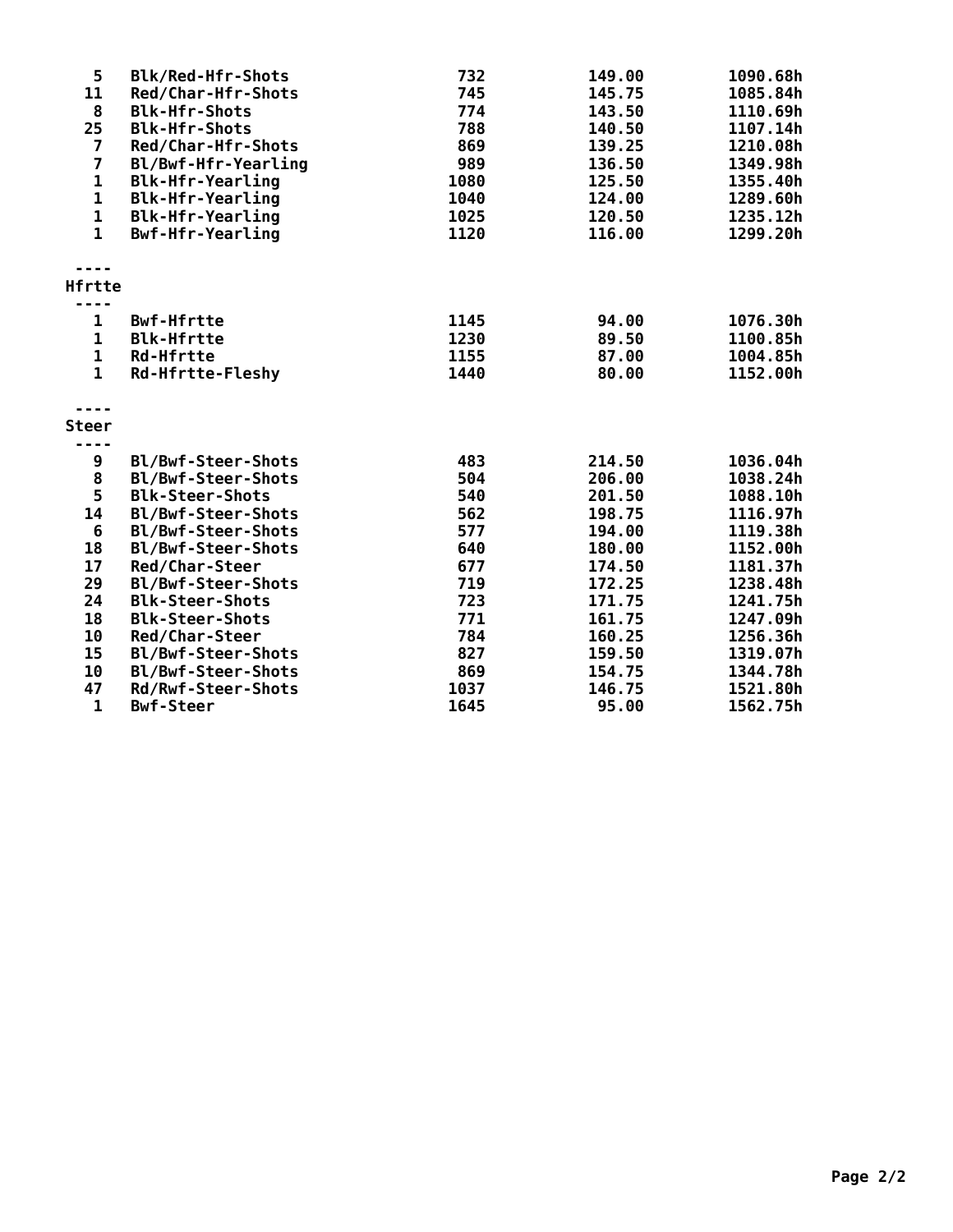| | | | | |
|---|---|---|---|---|
| 5 | Blk/Red-Hfr-Shots | 732 | 149.00 | 1090.68h |
| 11 | Red/Char-Hfr-Shots | 745 | 145.75 | 1085.84h |
| 8 | Blk-Hfr-Shots | 774 | 143.50 | 1110.69h |
| 25 | Blk-Hfr-Shots | 788 | 140.50 | 1107.14h |
| 7 | Red/Char-Hfr-Shots | 869 | 139.25 | 1210.08h |
| 7 | Bl/Bwf-Hfr-Yearling | 989 | 136.50 | 1349.98h |
| 1 | Blk-Hfr-Yearling | 1080 | 125.50 | 1355.40h |
| 1 | Blk-Hfr-Yearling | 1040 | 124.00 | 1289.60h |
| 1 | Blk-Hfr-Yearling | 1025 | 120.50 | 1235.12h |
| 1 | Bwf-Hfr-Yearling | 1120 | 116.00 | 1299.20h |

----

Hfrtte

----

| | | | | |
|---|---|---|---|---|
| 1 | Bwf-Hfrtte | 1145 | 94.00 | 1076.30h |
| 1 | Blk-Hfrtte | 1230 | 89.50 | 1100.85h |
| 1 | Rd-Hfrtte | 1155 | 87.00 | 1004.85h |
| 1 | Rd-Hfrtte-Fleshy | 1440 | 80.00 | 1152.00h |

----

Steer

----

| | | | | |
|---|---|---|---|---|
| 9 | Bl/Bwf-Steer-Shots | 483 | 214.50 | 1036.04h |
| 8 | Bl/Bwf-Steer-Shots | 504 | 206.00 | 1038.24h |
| 5 | Blk-Steer-Shots | 540 | 201.50 | 1088.10h |
| 14 | Bl/Bwf-Steer-Shots | 562 | 198.75 | 1116.97h |
| 6 | Bl/Bwf-Steer-Shots | 577 | 194.00 | 1119.38h |
| 18 | Bl/Bwf-Steer-Shots | 640 | 180.00 | 1152.00h |
| 17 | Red/Char-Steer | 677 | 174.50 | 1181.37h |
| 29 | Bl/Bwf-Steer-Shots | 719 | 172.25 | 1238.48h |
| 24 | Blk-Steer-Shots | 723 | 171.75 | 1241.75h |
| 18 | Blk-Steer-Shots | 771 | 161.75 | 1247.09h |
| 10 | Red/Char-Steer | 784 | 160.25 | 1256.36h |
| 15 | Bl/Bwf-Steer-Shots | 827 | 159.50 | 1319.07h |
| 10 | Bl/Bwf-Steer-Shots | 869 | 154.75 | 1344.78h |
| 47 | Rd/Rwf-Steer-Shots | 1037 | 146.75 | 1521.80h |
| 1 | Bwf-Steer | 1645 | 95.00 | 1562.75h |